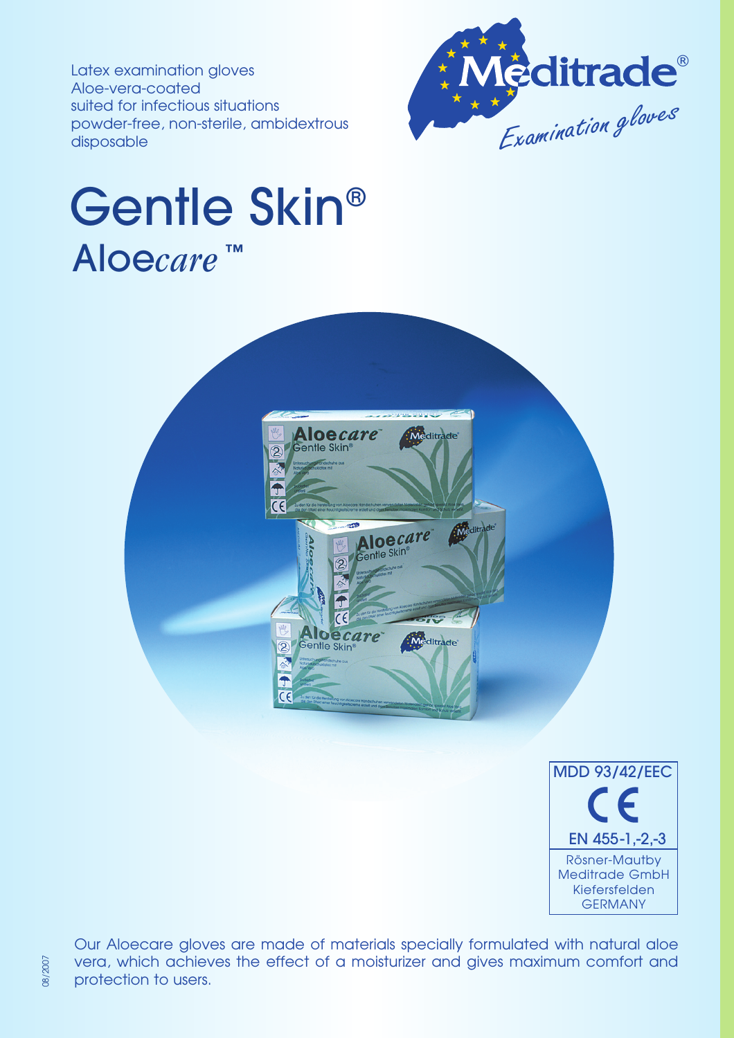Latex examination gloves
Aloe-vera-coated
suited for infectious situations
powder-free, non-sterile, ambidextrous
disposable

Meditrade®
*Examination gloves*

# Gentle Skin®

## Aloe*care*™

MDD 93/42/EEC

CE

EN 455-1,-2,-3

Rösner-Mautby
Meditrade GmbH
Kiefersfelden
GERMANY

Our Aloecare gloves are made of materials specially formulated with natural aloe vera, which achieves the effect of a moisturizer and gives maximum comfort and protection to users.

08/2007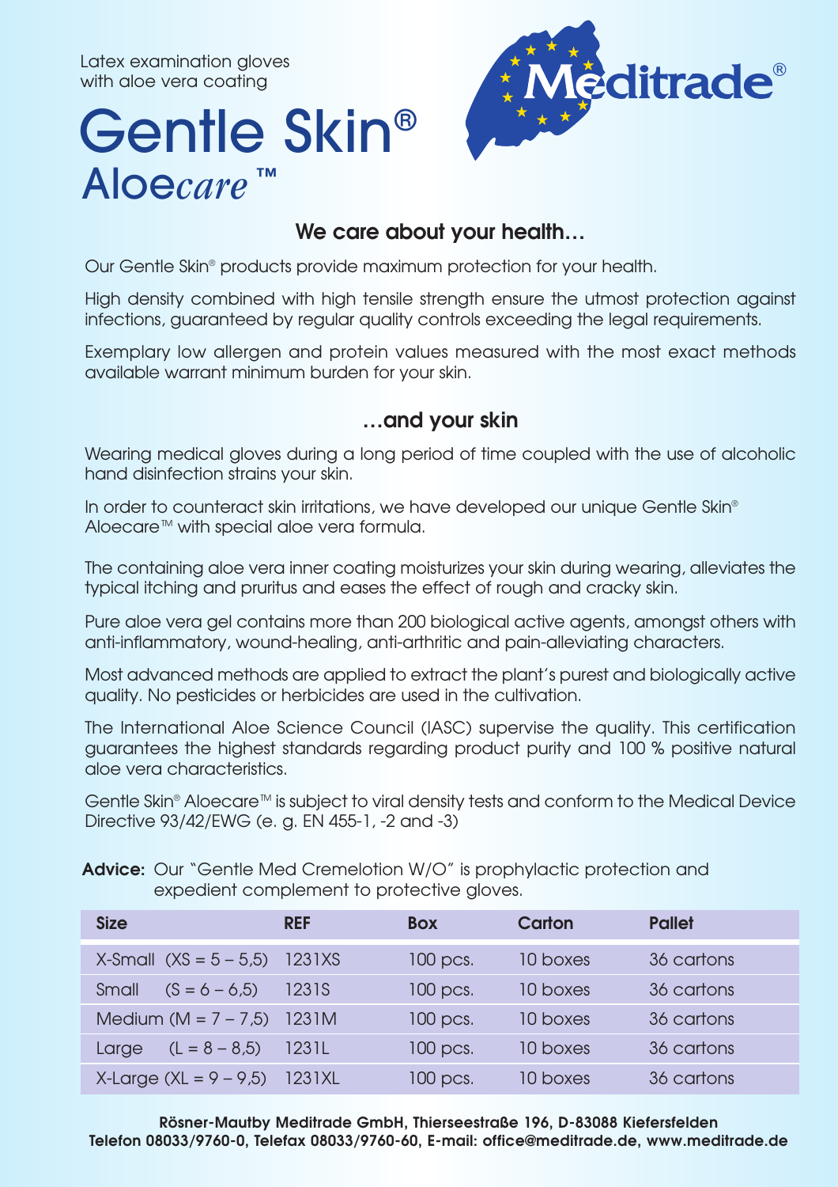Latex examination gloves
with aloe vera coating

# Gentle Skin®
## Aloe*care*™

Meditrade®

### We care about your health…

Our Gentle Skin® products provide maximum protection for your health.

High density combined with high tensile strength ensure the utmost protection against infections, guaranteed by regular quality controls exceeding the legal requirements.

Exemplary low allergen and protein values measured with the most exact methods available warrant minimum burden for your skin.

### …and your skin

Wearing medical gloves during a long period of time coupled with the use of alcoholic hand disinfection strains your skin.

In order to counteract skin irritations, we have developed our unique Gentle Skin® Aloecare™ with special aloe vera formula.

The containing aloe vera inner coating moisturizes your skin during wearing, alleviates the typical itching and pruritus and eases the effect of rough and cracky skin.

Pure aloe vera gel contains more than 200 biological active agents, amongst others with anti-inflammatory, wound-healing, anti-arthritic and pain-alleviating characters.

Most advanced methods are applied to extract the plant's purest and biologically active quality. No pesticides or herbicides are used in the cultivation.

The International Aloe Science Council (IASC) supervise the quality. This certification guarantees the highest standards regarding product purity and 100 % positive natural aloe vera characteristics.

Gentle Skin® Aloecare™ is subject to viral density tests and conform to the Medical Device Directive 93/42/EWG (e. g. EN 455-1, -2 and -3)

**Advice:** Our "Gentle Med Cremelotion W/O" is prophylactic protection and expedient complement to protective gloves.

| Size | REF | Box | Carton | Pallet |
|---|---|---|---|---|
| X-Small (XS = 5 – 5,5) | 1231XS | 100 pcs. | 10 boxes | 36 cartons |
| Small (S = 6 – 6,5) | 1231S | 100 pcs. | 10 boxes | 36 cartons |
| Medium (M = 7 – 7,5) | 1231M | 100 pcs. | 10 boxes | 36 cartons |
| Large (L = 8 – 8,5) | 1231L | 100 pcs. | 10 boxes | 36 cartons |
| X-Large (XL = 9 – 9,5) | 1231XL | 100 pcs. | 10 boxes | 36 cartons |

**Rösner-Mautby Meditrade GmbH, Thierseestraße 196, D-83088 Kiefersfelden**
**Telefon 08033/9760-0, Telefax 08033/9760-60, E-mail: office@meditrade.de, www.meditrade.de**